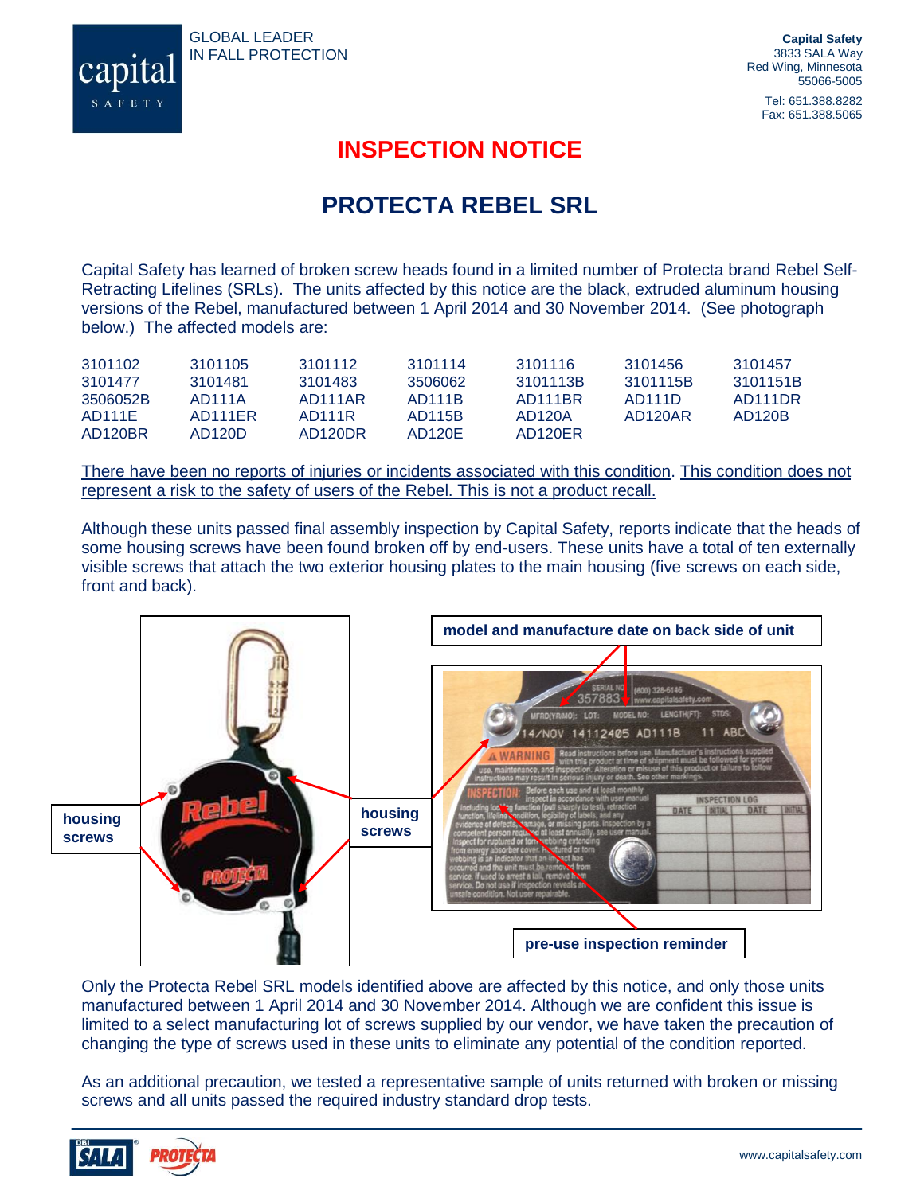GLOBAL LEADER
IN FALL PROTECTION

**Capital Safety**
3833 SALA Way
Red Wing, Minnesota
55066-5005

Tel: 651.388.8282
Fax: 651.388.5065

# INSPECTION NOTICE

## PROTECTA REBEL SRL

Capital Safety has learned of broken screw heads found in a limited number of Protecta brand Rebel Self-Retracting Lifelines (SRLs). The units affected by this notice are the black, extruded aluminum housing versions of the Rebel, manufactured between 1 April 2014 and 30 November 2014. (See photograph below.) The affected models are:

| | | | | | | |
|---|---|---|---|---|---|---|
| 3101102 | 3101105 | 3101112 | 3101114 | 3101116 | 3101456 | 3101457 |
| 3101477 | 3101481 | 3101483 | 3506062 | 3101113B | 3101115B | 3101151B |
| 3506052B | AD111A | AD111AR | AD111B | AD111BR | AD111D | AD111DR |
| AD111E | AD111ER | AD111R | AD115B | AD120A | AD120AR | AD120B |
| AD120BR | AD120D | AD120DR | AD120E | AD120ER | | |

<u>There have been no reports of injuries or incidents associated with this condition</u>. <u>This condition does not represent a risk to the safety of users of the Rebel. This is not a product recall.</u>

Although these units passed final assembly inspection by Capital Safety, reports indicate that the heads of some housing screws have been found broken off by end-users. These units have a total of ten externally visible screws that attach the two exterior housing plates to the main housing (five screws on each side, front and back).

**housing screws**

**housing screws**

**model and manufacture date on back side of unit**

**pre-use inspection reminder**

Only the Protecta Rebel SRL models identified above are affected by this notice, and only those units manufactured between 1 April 2014 and 30 November 2014. Although we are confident this issue is limited to a select manufacturing lot of screws supplied by our vendor, we have taken the precaution of changing the type of screws used in these units to eliminate any potential of the condition reported.

As an additional precaution, we tested a representative sample of units returned with broken or missing screws and all units passed the required industry standard drop tests.

www.capitalsafety.com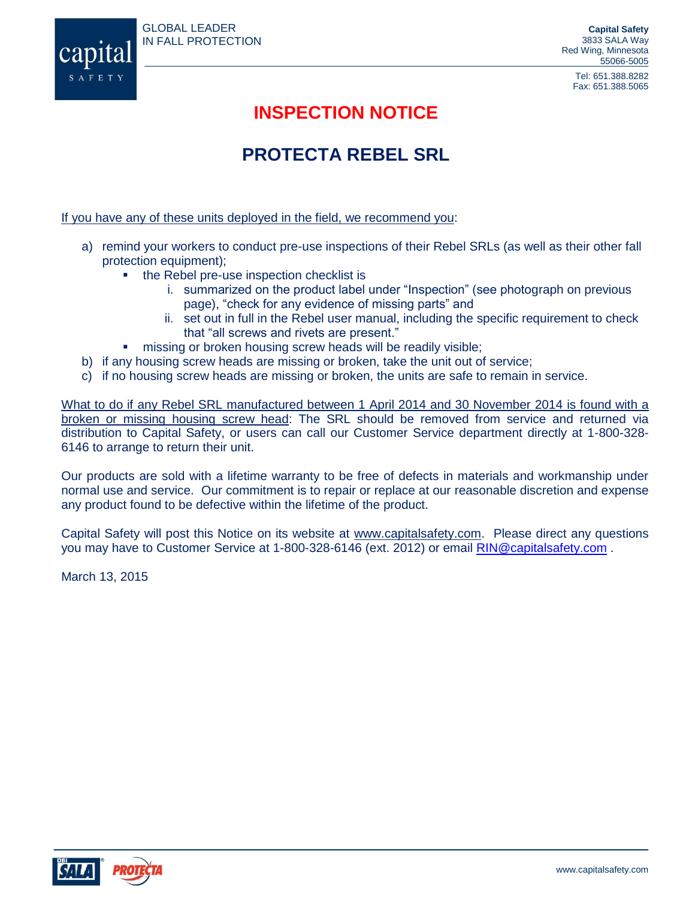# INSPECTION NOTICE

## PROTECTA REBEL SRL

If you have any of these units deployed in the field, we recommend you:

a) remind your workers to conduct pre-use inspections of their Rebel SRLs (as well as their other fall protection equipment);
   - the Rebel pre-use inspection checklist is
     i. summarized on the product label under "Inspection" (see photograph on previous page), "check for any evidence of missing parts" and
     ii. set out in full in the Rebel user manual, including the specific requirement to check that "all screws and rivets are present."
   - missing or broken housing screw heads will be readily visible;

b) if any housing screw heads are missing or broken, take the unit out of service;

c) if no housing screw heads are missing or broken, the units are safe to remain in service.

What to do if any Rebel SRL manufactured between 1 April 2014 and 30 November 2014 is found with a broken or missing housing screw head: The SRL should be removed from service and returned via distribution to Capital Safety, or users can call our Customer Service department directly at 1-800-328-6146 to arrange to return their unit.

Our products are sold with a lifetime warranty to be free of defects in materials and workmanship under normal use and service. Our commitment is to repair or replace at our reasonable discretion and expense any product found to be defective within the lifetime of the product.

Capital Safety will post this Notice on its website at www.capitalsafety.com. Please direct any questions you may have to Customer Service at 1-800-328-6146 (ext. 2012) or email RIN@capitalsafety.com .

March 13, 2015